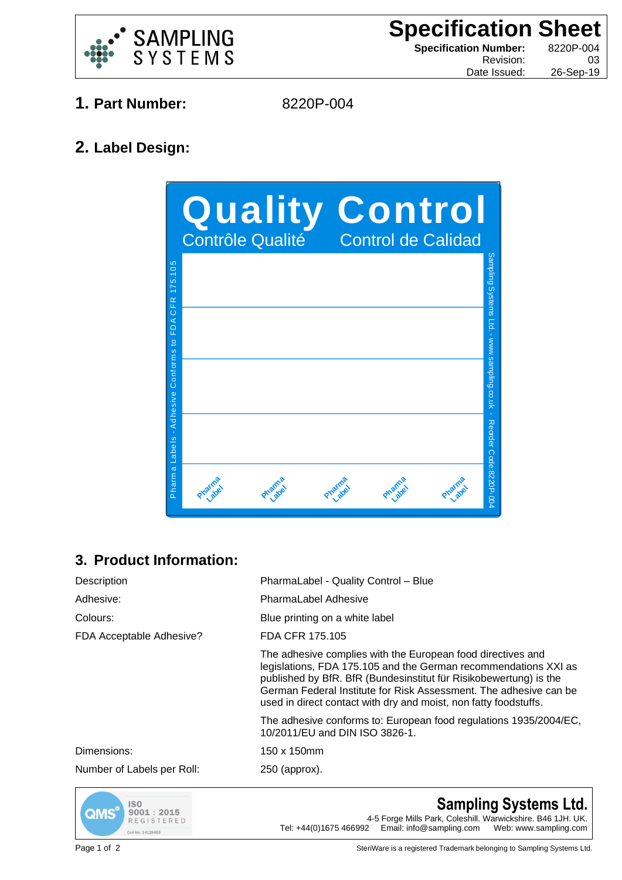# Specification Sheet

**Specification Number:** 8220P-004
Revision: 03
Date Issued: 26-Sep-19

## 1. Part Number: 8220P-004

## 2. Label Design:

Quality Control

Contrôle Qualité Control de Calidad

Pharma Labels - Adhesive Conforms to FDA CFR 175.105

Sampling Systems Ltd. - www.sampling.co.uk - Reorder Code:8220P-004

Pharma Label Pharma Label Pharma Label Pharma Label Pharma Label

## 3. Product Information:

| | |
|---|---|
| Description | PharmaLabel - Quality Control – Blue |
| Adhesive: | PharmaLabel Adhesive |
| Colours: | Blue printing on a white label |
| FDA Acceptable Adhesive? | FDA CFR 175.105 |
| | The adhesive complies with the European food directives and legislations, FDA 175.105 and the German recommendations XXI as published by BfR. BfR (Bundesinstitut für Risikobewertung) is the German Federal Institute for Risk Assessment. The adhesive can be used in direct contact with dry and moist, non fatty foodstuffs. |
| | The adhesive conforms to: European food regulations 1935/2004/EC, 10/2011/EU and DIN ISO 3826-1. |
| Dimensions: | 150 x 150mm |
| Number of Labels per Roll: | 250 (approx). |

QMS ISO 9001 : 2015 REGISTERED

**Sampling Systems Ltd.**
4-5 Forge Mills Park, Coleshill. Warwickshire. B46 1JH. UK.
Tel: +44(0)1675 466992 Email: info@sampling.com Web: www.sampling.com

SteriWare is a registered Trademark belonging to Sampling Systems Ltd.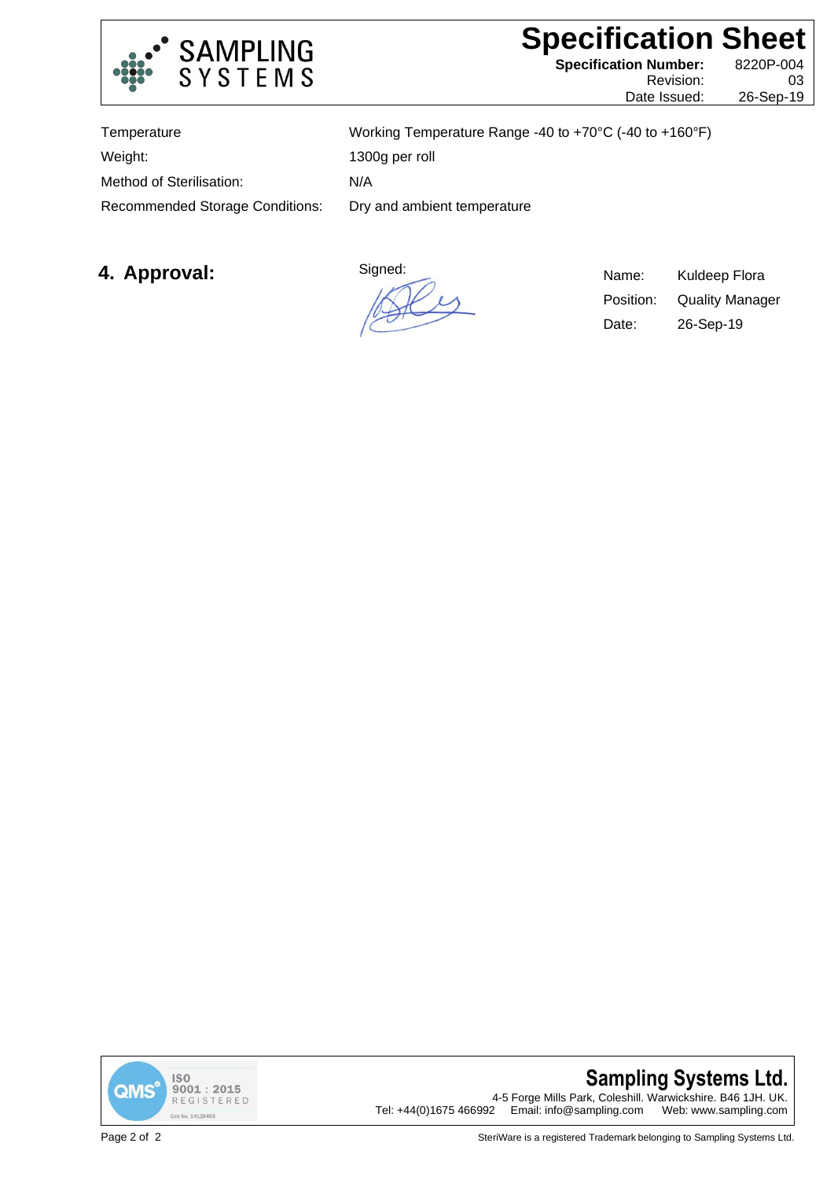| | |
|---|---|
| Temperature | Working Temperature Range -40 to +70°C (-40 to +160°F) |
| Weight: | 1300g per roll |
| Method of Sterilisation: | N/A |
| Recommended Storage Conditions: | Dry and ambient temperature |

## 4. Approval:

Signed:

| | |
|---|---|
| Name: | Kuldeep Flora |
| Position: | Quality Manager |
| Date: | 26-Sep-19 |